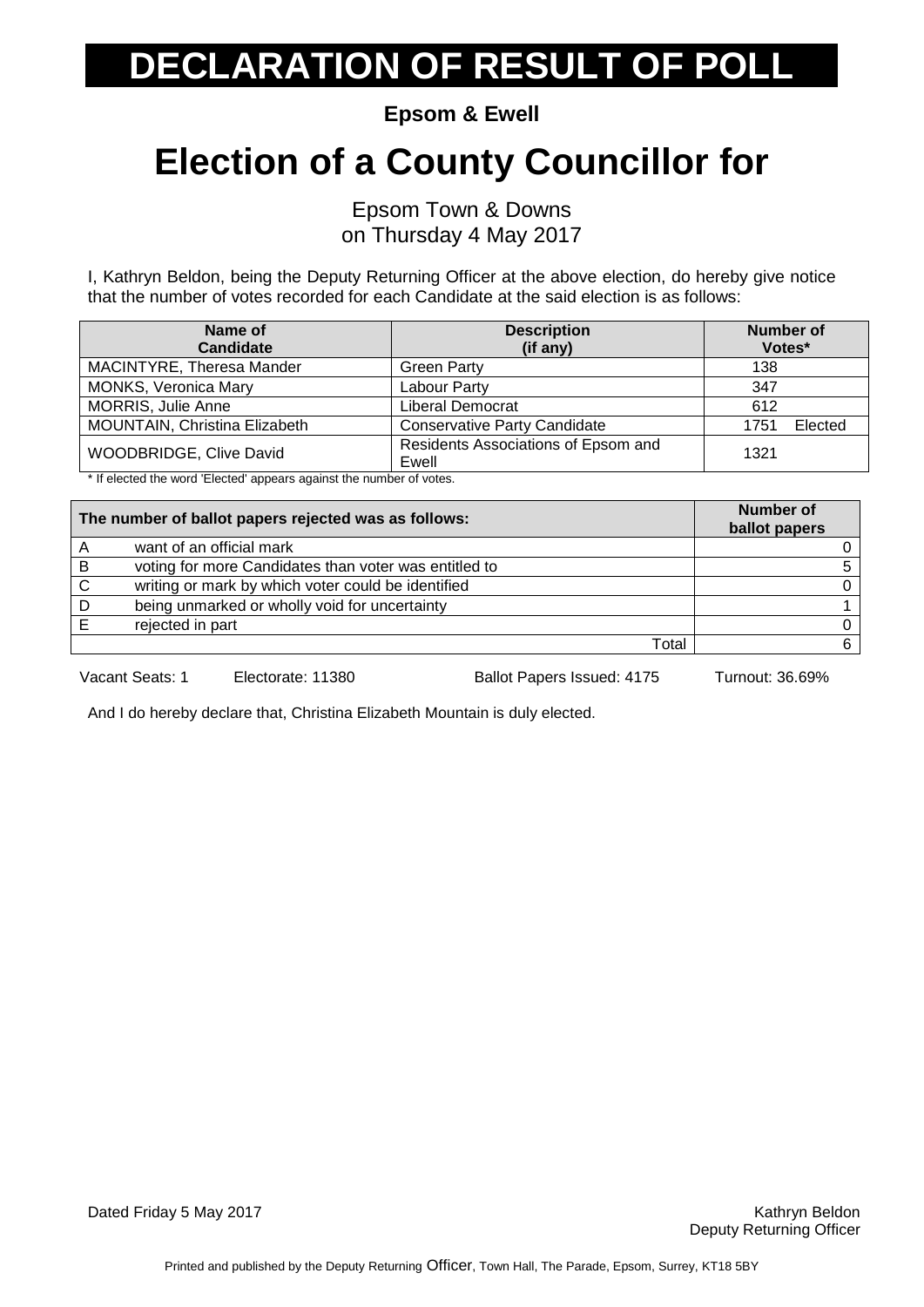# DECLARATION OF RESULT OF POLL

**Epsom & Ewell**

# Election of a County Councillor for

Epsom Town & Downs
on Thursday 4 May 2017

I, Kathryn Beldon, being the Deputy Returning Officer at the above election, do hereby give notice that the number of votes recorded for each Candidate at the said election is as follows:

| Name of Candidate | Description (if any) | Number of Votes* |
|---|---|---|
| MACINTYRE, Theresa Mander | Green Party | 138 |
| MONKS, Veronica Mary | Labour Party | 347 |
| MORRIS, Julie Anne | Liberal Democrat | 612 |
| MOUNTAIN, Christina Elizabeth | Conservative Party Candidate | 1751 Elected |
| WOODBRIDGE, Clive David | Residents Associations of Epsom and Ewell | 1321 |

* If elected the word 'Elected' appears against the number of votes.

| | The number of ballot papers rejected was as follows: | Number of ballot papers |
|---|---|---|
| A | want of an official mark | 0 |
| B | voting for more Candidates than voter was entitled to | 5 |
| C | writing or mark by which voter could be identified | 0 |
| D | being unmarked or wholly void for uncertainty | 1 |
| E | rejected in part | 0 |
| | Total | 6 |

Vacant Seats: 1 Electorate: 11380 Ballot Papers Issued: 4175 Turnout: 36.69%

And I do hereby declare that, Christina Elizabeth Mountain is duly elected.

Dated Friday 5 May 2017

Kathryn Beldon
Deputy Returning Officer

Printed and published by the Deputy Returning Officer, Town Hall, The Parade, Epsom, Surrey, KT18 5BY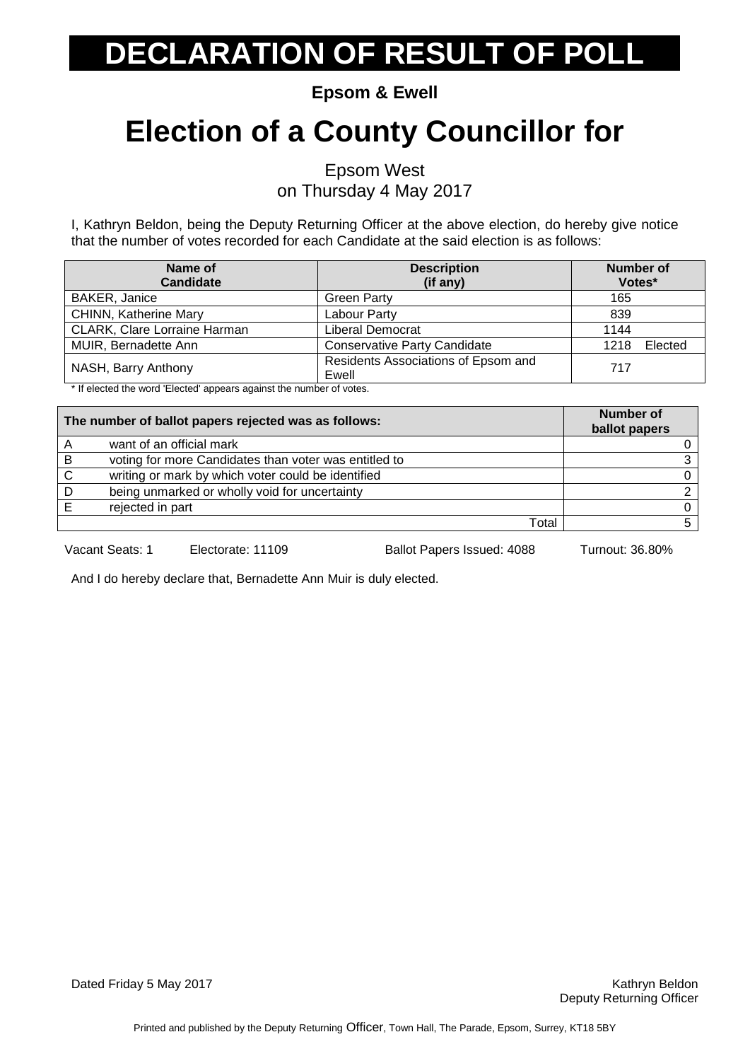# DECLARATION OF RESULT OF POLL

**Epsom & Ewell**

# Election of a County Councillor for

Epsom West
on Thursday 4 May 2017

I, Kathryn Beldon, being the Deputy Returning Officer at the above election, do hereby give notice that the number of votes recorded for each Candidate at the said election is as follows:

| Name of Candidate | Description (if any) | Number of Votes* |
|---|---|---|
| BAKER, Janice | Green Party | 165 |
| CHINN, Katherine Mary | Labour Party | 839 |
| CLARK, Clare Lorraine Harman | Liberal Democrat | 1144 |
| MUIR, Bernadette Ann | Conservative Party Candidate | 1218 Elected |
| NASH, Barry Anthony | Residents Associations of Epsom and Ewell | 717 |

\* If elected the word 'Elected' appears against the number of votes.

| The number of ballot papers rejected was as follows: | | Number of ballot papers |
|---|---|---|
| A | want of an official mark | 0 |
| B | voting for more Candidates than voter was entitled to | 3 |
| C | writing or mark by which voter could be identified | 0 |
| D | being unmarked or wholly void for uncertainty | 2 |
| E | rejected in part | 0 |
| | Total | 5 |

Vacant Seats: 1 Electorate: 11109 Ballot Papers Issued: 4088 Turnout: 36.80%

And I do hereby declare that, Bernadette Ann Muir is duly elected.

Dated Friday 5 May 2017

Kathryn Beldon
Deputy Returning Officer

Printed and published by the Deputy Returning Officer, Town Hall, The Parade, Epsom, Surrey, KT18 5BY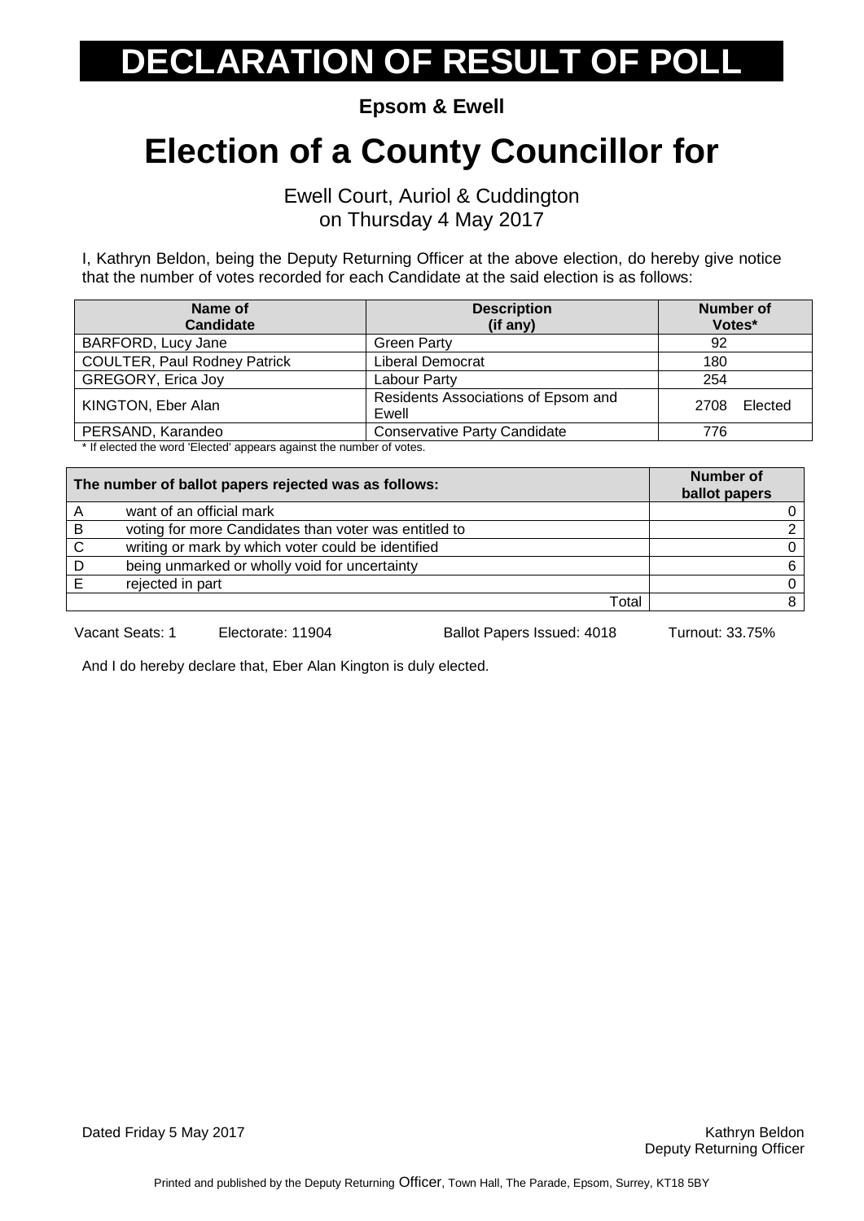# DECLARATION OF RESULT OF POLL

**Epsom & Ewell**

# Election of a County Councillor for

Ewell Court, Auriol & Cuddington
on Thursday 4 May 2017

I, Kathryn Beldon, being the Deputy Returning Officer at the above election, do hereby give notice that the number of votes recorded for each Candidate at the said election is as follows:

| Name of Candidate | Description (if any) | Number of Votes* |
|---|---|---|
| BARFORD, Lucy Jane | Green Party | 92 |
| COULTER, Paul Rodney Patrick | Liberal Democrat | 180 |
| GREGORY, Erica Joy | Labour Party | 254 |
| KINGTON, Eber Alan | Residents Associations of Epsom and Ewell | 2708 Elected |
| PERSAND, Karandeo | Conservative Party Candidate | 776 |

\* If elected the word 'Elected' appears against the number of votes.

| The number of ballot papers rejected was as follows: | | Number of ballot papers |
|---|---|---|
| A | want of an official mark | 0 |
| B | voting for more Candidates than voter was entitled to | 2 |
| C | writing or mark by which voter could be identified | 0 |
| D | being unmarked or wholly void for uncertainty | 6 |
| E | rejected in part | 0 |
| | Total | 8 |

Vacant Seats: 1 Electorate: 11904 Ballot Papers Issued: 4018 Turnout: 33.75%

And I do hereby declare that, Eber Alan Kington is duly elected.

Dated Friday 5 May 2017

Kathryn Beldon
Deputy Returning Officer

Printed and published by the Deputy Returning Officer, Town Hall, The Parade, Epsom, Surrey, KT18 5BY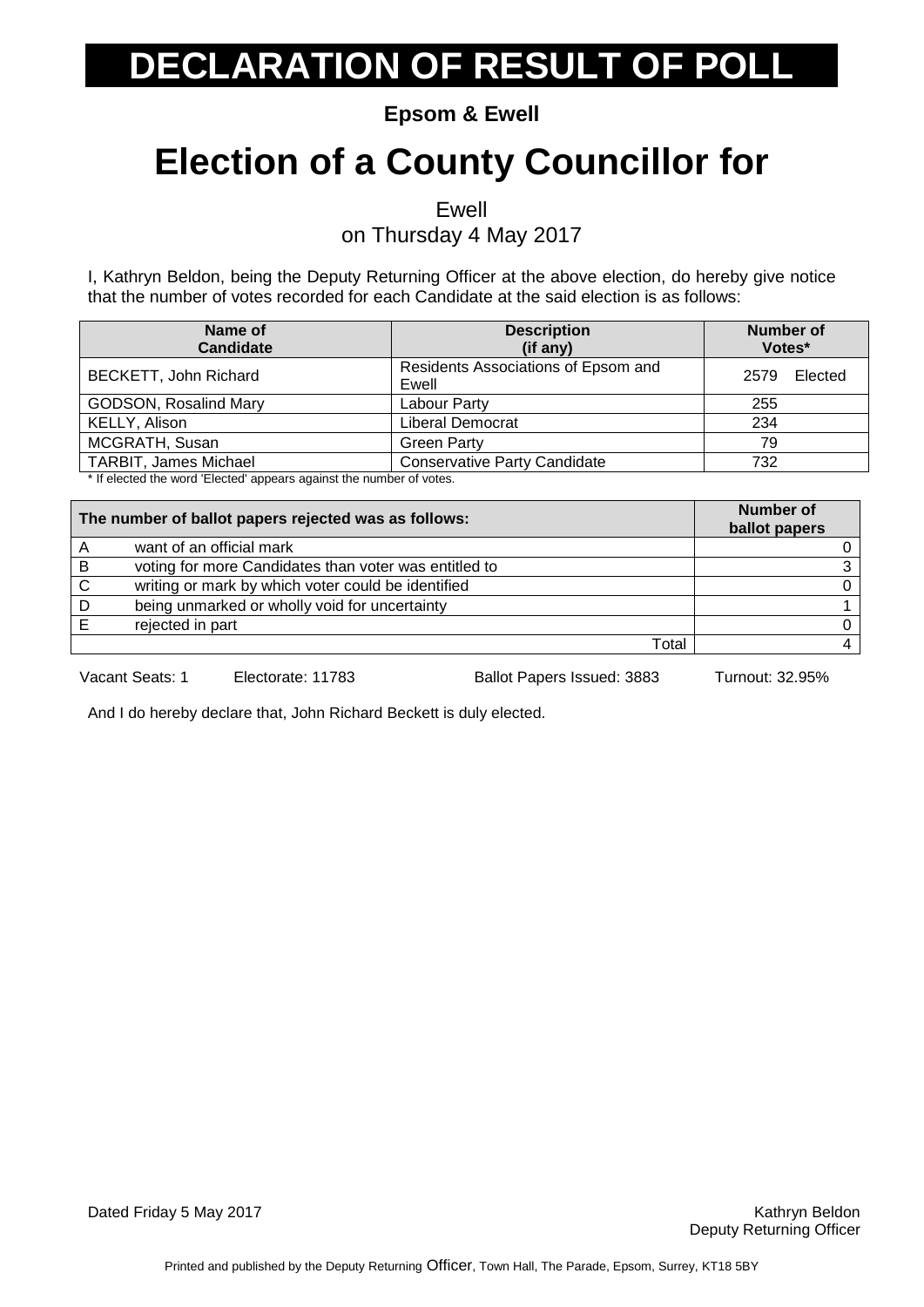# DECLARATION OF RESULT OF POLL

**Epsom & Ewell**

# Election of a County Councillor for

Ewell
on Thursday 4 May 2017

I, Kathryn Beldon, being the Deputy Returning Officer at the above election, do hereby give notice that the number of votes recorded for each Candidate at the said election is as follows:

| Name of Candidate | Description (if any) | Number of Votes* |
|---|---|---|
| BECKETT, John Richard | Residents Associations of Epsom and Ewell | 2579 Elected |
| GODSON, Rosalind Mary | Labour Party | 255 |
| KELLY, Alison | Liberal Democrat | 234 |
| MCGRATH, Susan | Green Party | 79 |
| TARBIT, James Michael | Conservative Party Candidate | 732 |

\* If elected the word 'Elected' appears against the number of votes.

| The number of ballot papers rejected was as follows: | | Number of ballot papers |
|---|---|---|
| A | want of an official mark | 0 |
| B | voting for more Candidates than voter was entitled to | 3 |
| C | writing or mark by which voter could be identified | 0 |
| D | being unmarked or wholly void for uncertainty | 1 |
| E | rejected in part | 0 |
| | Total | 4 |

Vacant Seats: 1 Electorate: 11783 Ballot Papers Issued: 3883 Turnout: 32.95%

And I do hereby declare that, John Richard Beckett is duly elected.

Dated Friday 5 May 2017

Kathryn Beldon
Deputy Returning Officer

Printed and published by the Deputy Returning Officer, Town Hall, The Parade, Epsom, Surrey, KT18 5BY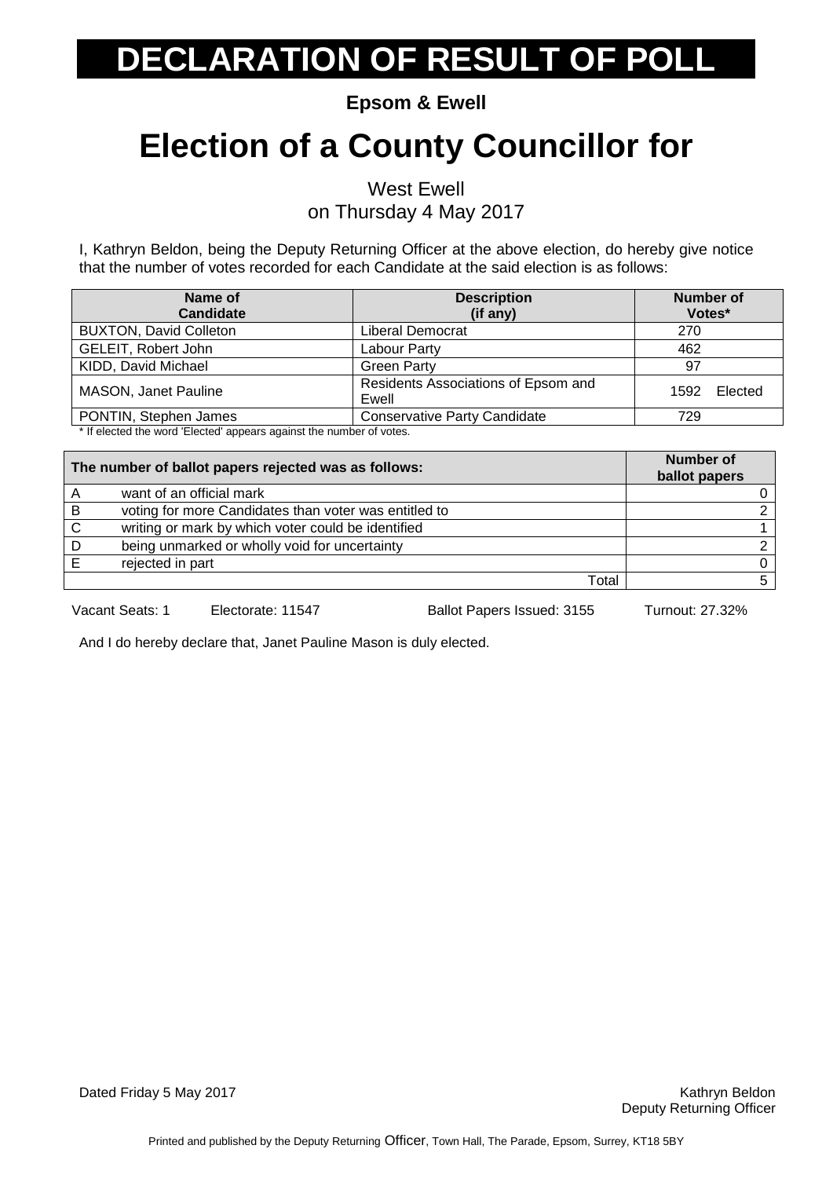# DECLARATION OF RESULT OF POLL

**Epsom & Ewell**

# Election of a County Councillor for

West Ewell
on Thursday 4 May 2017

I, Kathryn Beldon, being the Deputy Returning Officer at the above election, do hereby give notice that the number of votes recorded for each Candidate at the said election is as follows:

| Name of Candidate | Description (if any) | Number of Votes* |
|---|---|---|
| BUXTON, David Colleton | Liberal Democrat | 270 |
| GELEIT, Robert John | Labour Party | 462 |
| KIDD, David Michael | Green Party | 97 |
| MASON, Janet Pauline | Residents Associations of Epsom and Ewell | 1592 Elected |
| PONTIN, Stephen James | Conservative Party Candidate | 729 |

* If elected the word 'Elected' appears against the number of votes.

| | The number of ballot papers rejected was as follows: | Number of ballot papers |
|---|---|---|
| A | want of an official mark | 0 |
| B | voting for more Candidates than voter was entitled to | 2 |
| C | writing or mark by which voter could be identified | 1 |
| D | being unmarked or wholly void for uncertainty | 2 |
| E | rejected in part | 0 |
| | Total | 5 |

Vacant Seats: 1 Electorate: 11547 Ballot Papers Issued: 3155 Turnout: 27.32%

And I do hereby declare that, Janet Pauline Mason is duly elected.

Dated Friday 5 May 2017

Kathryn Beldon
Deputy Returning Officer

Printed and published by the Deputy Returning Officer, Town Hall, The Parade, Epsom, Surrey, KT18 5BY